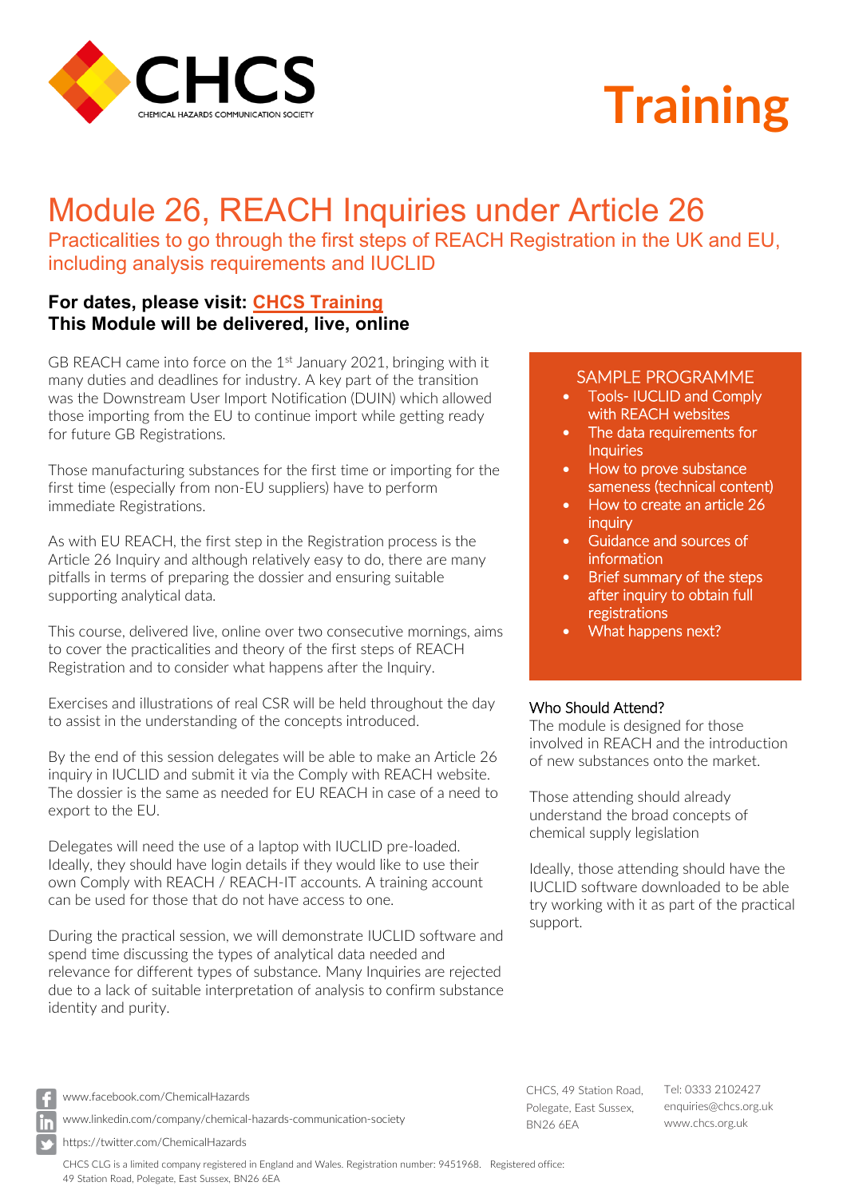CHCS
CHEMICAL HAZARDS COMMUNICATION SOCIETY

# Training

# Module 26, REACH Inquiries under Article 26

## Practicalities to go through the first steps of REACH Registration in the UK and EU, including analysis requirements and IUCLID

**For dates, please visit: CHCS Training**
**This Module will be delivered, live, online**

GB REACH came into force on the 1st January 2021, bringing with it many duties and deadlines for industry. A key part of the transition was the Downstream User Import Notification (DUIN) which allowed those importing from the EU to continue import while getting ready for future GB Registrations.

Those manufacturing substances for the first time or importing for the first time (especially from non-EU suppliers) have to perform immediate Registrations.

As with EU REACH, the first step in the Registration process is the Article 26 Inquiry and although relatively easy to do, there are many pitfalls in terms of preparing the dossier and ensuring suitable supporting analytical data.

This course, delivered live, online over two consecutive mornings, aims to cover the practicalities and theory of the first steps of REACH Registration and to consider what happens after the Inquiry.

Exercises and illustrations of real CSR will be held throughout the day to assist in the understanding of the concepts introduced.

By the end of this session delegates will be able to make an Article 26 inquiry in IUCLID and submit it via the Comply with REACH website. The dossier is the same as needed for EU REACH in case of a need to export to the EU.

Delegates will need the use of a laptop with IUCLID pre-loaded. Ideally, they should have login details if they would like to use their own Comply with REACH / REACH-IT accounts. A training account can be used for those that do not have access to one.

During the practical session, we will demonstrate IUCLID software and spend time discussing the types of analytical data needed and relevance for different types of substance. Many Inquiries are rejected due to a lack of suitable interpretation of analysis to confirm substance identity and purity.

### SAMPLE PROGRAMME

- Tools- IUCLID and Comply with REACH websites
- The data requirements for Inquiries
- How to prove substance sameness (technical content)
- How to create an article 26 inquiry
- Guidance and sources of information
- Brief summary of the steps after inquiry to obtain full registrations
- What happens next?

### Who Should Attend?

The module is designed for those involved in REACH and the introduction of new substances onto the market.

Those attending should already understand the broad concepts of chemical supply legislation

Ideally, those attending should have the IUCLID software downloaded to be able try working with it as part of the practical support.

www.facebook.com/ChemicalHazards
www.linkedin.com/company/chemical-hazards-communication-society
https://twitter.com/ChemicalHazards

CHCS, 49 Station Road, Polegate, East Sussex, BN26 6EA

Tel: 0333 2102427
enquiries@chcs.org.uk
www.chcs.org.uk

CHCS CLG is a limited company registered in England and Wales. Registration number: 9451968. Registered office: 49 Station Road, Polegate, East Sussex, BN26 6EA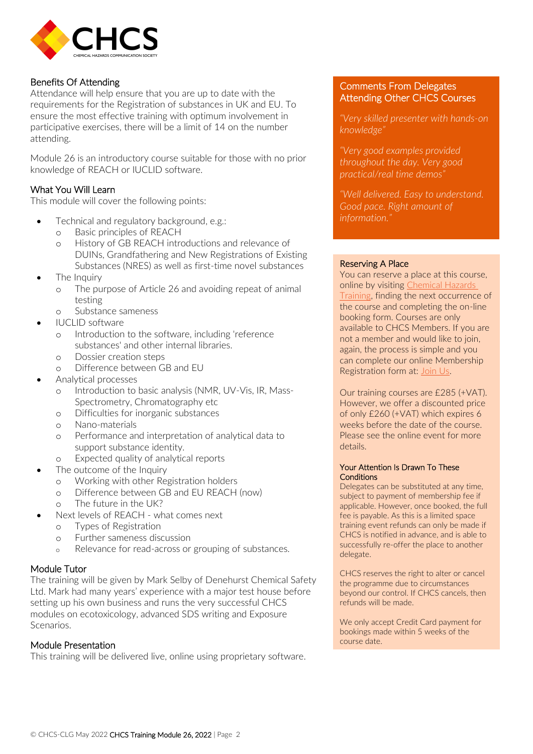## Benefits Of Attending

Attendance will help ensure that you are up to date with the requirements for the Registration of substances in UK and EU. To ensure the most effective training with optimum involvement in participative exercises, there will be a limit of 14 on the number attending.

Module 26 is an introductory course suitable for those with no prior knowledge of REACH or IUCLID software.

## What You Will Learn

This module will cover the following points:

- Technical and regulatory background, e.g.:
  - Basic principles of REACH
  - History of GB REACH introductions and relevance of DUINs, Grandfathering and New Registrations of Existing Substances (NRES) as well as first-time novel substances
- The Inquiry
  - The purpose of Article 26 and avoiding repeat of animal testing
  - Substance sameness
- IUCLID software
  - Introduction to the software, including 'reference substances' and other internal libraries.
  - Dossier creation steps
  - Difference between GB and EU
- Analytical processes
  - Introduction to basic analysis (NMR, UV-Vis, IR, Mass-Spectrometry, Chromatography etc
  - Difficulties for inorganic substances
  - Nano-materials
  - Performance and interpretation of analytical data to support substance identity.
  - Expected quality of analytical reports
- The outcome of the Inquiry
  - Working with other Registration holders
  - Difference between GB and EU REACH (now)
  - The future in the UK?
- Next levels of REACH - what comes next
  - Types of Registration
  - Further sameness discussion
  - Relevance for read-across or grouping of substances.

## Module Tutor

The training will be given by Mark Selby of Denehurst Chemical Safety Ltd. Mark had many years' experience with a major test house before setting up his own business and runs the very successful CHCS modules on ecotoxicology, advanced SDS writing and Exposure Scenarios.

## Module Presentation

This training will be delivered live, online using proprietary software.

## Comments From Delegates Attending Other CHCS Courses

*"Very skilled presenter with hands-on knowledge"*

*"Very good examples provided throughout the day. Very good practical/real time demos"*

*"Well delivered. Easy to understand. Good pace. Right amount of information."*

## Reserving A Place

You can reserve a place at this course, online by visiting Chemical Hazards Training, finding the next occurrence of the course and completing the on-line booking form. Courses are only available to CHCS Members. If you are not a member and would like to join, again, the process is simple and you can complete our online Membership Registration form at: Join Us.

Our training courses are £285 (+VAT). However, we offer a discounted price of only £260 (+VAT) which expires 6 weeks before the date of the course. Please see the online event for more details.

### Your Attention Is Drawn To These Conditions

Delegates can be substituted at any time, subject to payment of membership fee if applicable. However, once booked, the full fee is payable. As this is a limited space training event refunds can only be made if CHCS is notified in advance, and is able to successfully re-offer the place to another delegate.

CHCS reserves the right to alter or cancel the programme due to circumstances beyond our control. If CHCS cancels, then refunds will be made.

We only accept Credit Card payment for bookings made within 5 weeks of the course date.